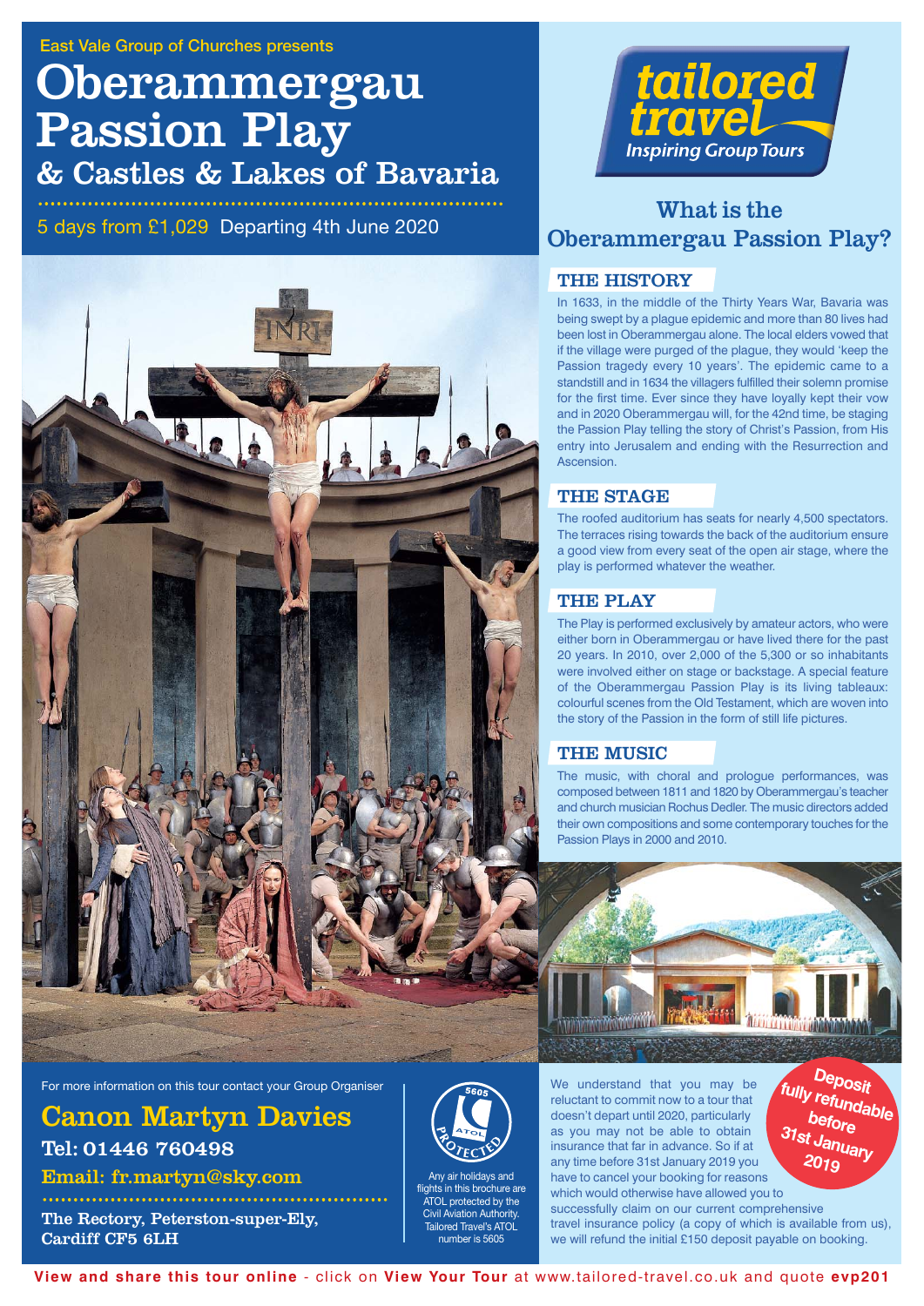East Vale Group of Churches presents

# Oberammergau Passion Play
## & Castles & Lakes of Bavaria

5 days from £1,029 Departing 4th June 2020

tailored travel
Inspiring Group Tours

## What is the Oberammergau Passion Play?

### THE HISTORY

In 1633, in the middle of the Thirty Years War, Bavaria was being swept by a plague epidemic and more than 80 lives had been lost in Oberammergau alone. The local elders vowed that if the village were purged of the plague, they would 'keep the Passion tragedy every 10 years'. The epidemic came to a standstill and in 1634 the villagers fulfilled their solemn promise for the first time. Ever since they have loyally kept their vow and in 2020 Oberammergau will, for the 42nd time, be staging the Passion Play telling the story of Christ's Passion, from His entry into Jerusalem and ending with the Resurrection and Ascension.

### THE STAGE

The roofed auditorium has seats for nearly 4,500 spectators. The terraces rising towards the back of the auditorium ensure a good view from every seat of the open air stage, where the play is performed whatever the weather.

### THE PLAY

The Play is performed exclusively by amateur actors, who were either born in Oberammergau or have lived there for the past 20 years. In 2010, over 2,000 of the 5,300 or so inhabitants were involved either on stage or backstage. A special feature of the Oberammergau Passion Play is its living tableaux: colourful scenes from the Old Testament, which are woven into the story of the Passion in the form of still life pictures.

### THE MUSIC

The music, with choral and prologue performances, was composed between 1811 and 1820 by Oberammergau's teacher and church musician Rochus Dedler. The music directors added their own compositions and some contemporary touches for the Passion Plays in 2000 and 2010.

For more information on this tour contact your Group Organiser

**Canon Martyn Davies**
**Tel: 01446 760498**
**Email: fr.martyn@sky.com**

**The Rectory, Peterston-super-Ely, Cardiff CF5 6LH**

ATOL PROTECTED 5605

Any air holidays and flights in this brochure are ATOL protected by the Civil Aviation Authority. Tailored Travel's ATOL number is 5605

**Deposit fully refundable before 31st January 2019**

We understand that you may be reluctant to commit now to a tour that doesn't depart until 2020, particularly as you may not be able to obtain insurance that far in advance. So if at any time before 31st January 2019 you have to cancel your booking for reasons which would otherwise have allowed you to successfully claim on our current comprehensive travel insurance policy (a copy of which is available from us), we will refund the initial £150 deposit payable on booking.

**View and share this tour online** - click on **View Your Tour** at www.tailored-travel.co.uk and quote **evp201**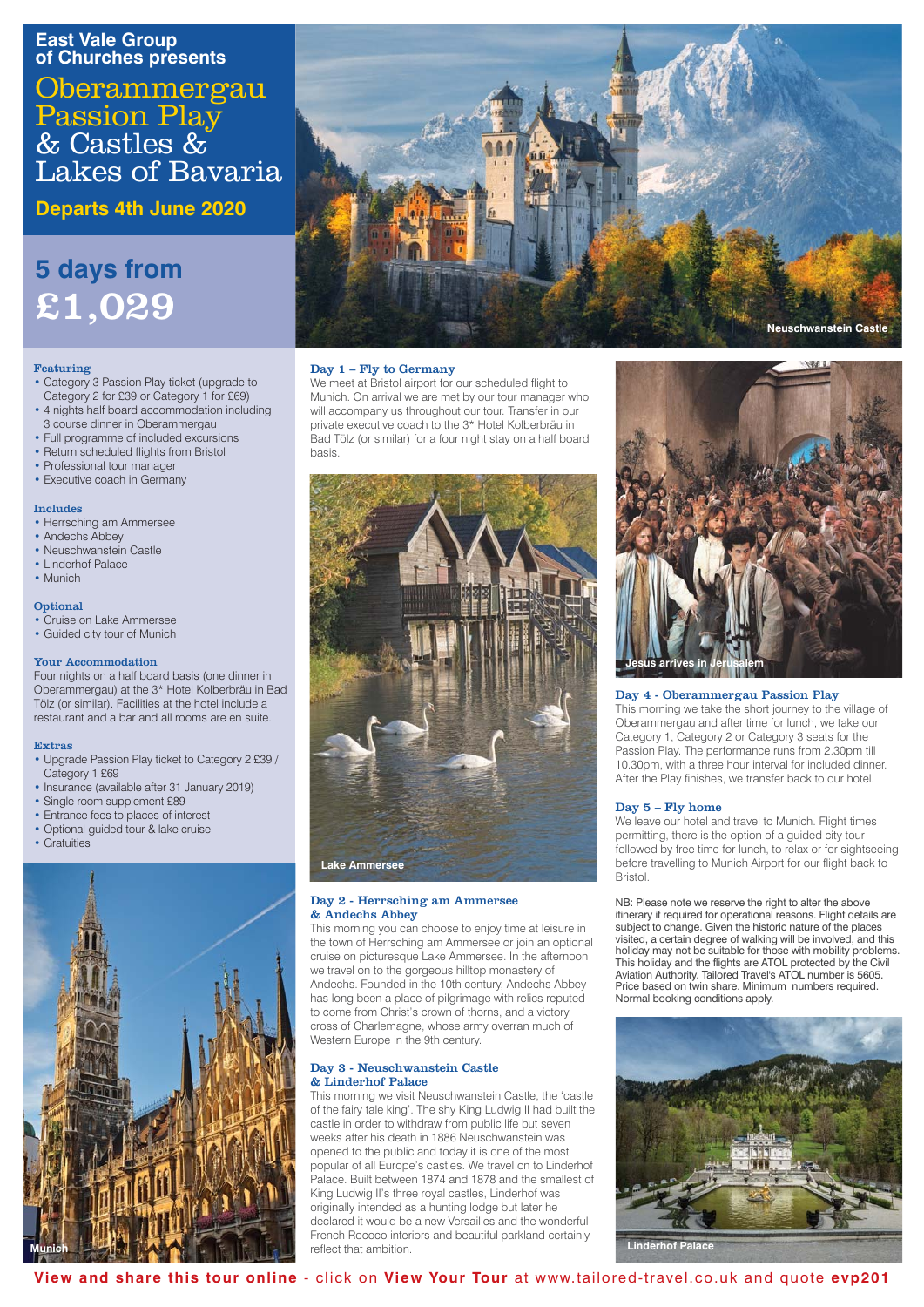# East Vale Group of Churches presents

# Oberammergau Passion Play & Castles & Lakes of Bavaria

## Departs 4th June 2020

## 5 days from £1,029

Neuschwanstein Castle

### Featuring

- Category 3 Passion Play ticket (upgrade to Category 2 for £39 or Category 1 for £69)
- 4 nights half board accommodation including 3 course dinner in Oberammergau
- Full programme of included excursions
- Return scheduled flights from Bristol
- Professional tour manager
- Executive coach in Germany

### Includes

- Herrsching am Ammersee
- Andechs Abbey
- Neuschwanstein Castle
- Linderhof Palace
- Munich

### Optional

- Cruise on Lake Ammersee
- Guided city tour of Munich

### Your Accommodation

Four nights on a half board basis (one dinner in Oberammergau) at the 3* Hotel Kolberbräu in Bad Tölz (or similar). Facilities at the hotel include a restaurant and a bar and all rooms are en suite.

### Extras

- Upgrade Passion Play ticket to Category 2 £39 / Category 1 £69
- Insurance (available after 31 January 2019)
- Single room supplement £89
- Entrance fees to places of interest
- Optional guided tour & lake cruise
- Gratuities

Munich

### Day 1 – Fly to Germany

We meet at Bristol airport for our scheduled flight to Munich. On arrival we are met by our tour manager who will accompany us throughout our tour. Transfer in our private executive coach to the 3* Hotel Kolberbräu in Bad Tölz (or similar) for a four night stay on a half board basis.

Lake Ammersee

### Day 2 - Herrsching am Ammersee & Andechs Abbey

This morning you can choose to enjoy time at leisure in the town of Herrsching am Ammersee or join an optional cruise on picturesque Lake Ammersee. In the afternoon we travel on to the gorgeous hilltop monastery of Andechs. Founded in the 10th century, Andechs Abbey has long been a place of pilgrimage with relics reputed to come from Christ's crown of thorns, and a victory cross of Charlemagne, whose army overran much of Western Europe in the 9th century.

### Day 3 - Neuschwanstein Castle & Linderhof Palace

This morning we visit Neuschwanstein Castle, the 'castle of the fairy tale king'. The shy King Ludwig II had built the castle in order to withdraw from public life but seven weeks after his death in 1886 Neuschwanstein was opened to the public and today it is one of the most popular of all Europe's castles. We travel on to Linderhof Palace. Built between 1874 and 1878 and the smallest of King Ludwig II's three royal castles, Linderhof was originally intended as a hunting lodge but later he declared it would be a new Versailles and the wonderful French Rococo interiors and beautiful parkland certainly reflect that ambition.

Jesus arrives in Jerusalem

### Day 4 - Oberammergau Passion Play

This morning we take the short journey to the village of Oberammergau and after time for lunch, we take our Category 1, Category 2 or Category 3 seats for the Passion Play. The performance runs from 2.30pm till 10.30pm, with a three hour interval for included dinner. After the Play finishes, we transfer back to our hotel.

### Day 5 – Fly home

We leave our hotel and travel to Munich. Flight times permitting, there is the option of a guided city tour followed by free time for lunch, to relax or for sightseeing before travelling to Munich Airport for our flight back to Bristol.

NB: Please note we reserve the right to alter the above itinerary if required for operational reasons. Flight details are subject to change. Given the historic nature of the places visited, a certain degree of walking will be involved, and this holiday may not be suitable for those with mobility problems. This holiday and the flights are ATOL protected by the Civil Aviation Authority. Tailored Travel's ATOL number is 5605. Price based on twin share. Minimum numbers required. Normal booking conditions apply.

Linderhof Palace

**View and share this tour online** - click on **View Your Tour** at www.tailored-travel.co.uk and quote **evp201**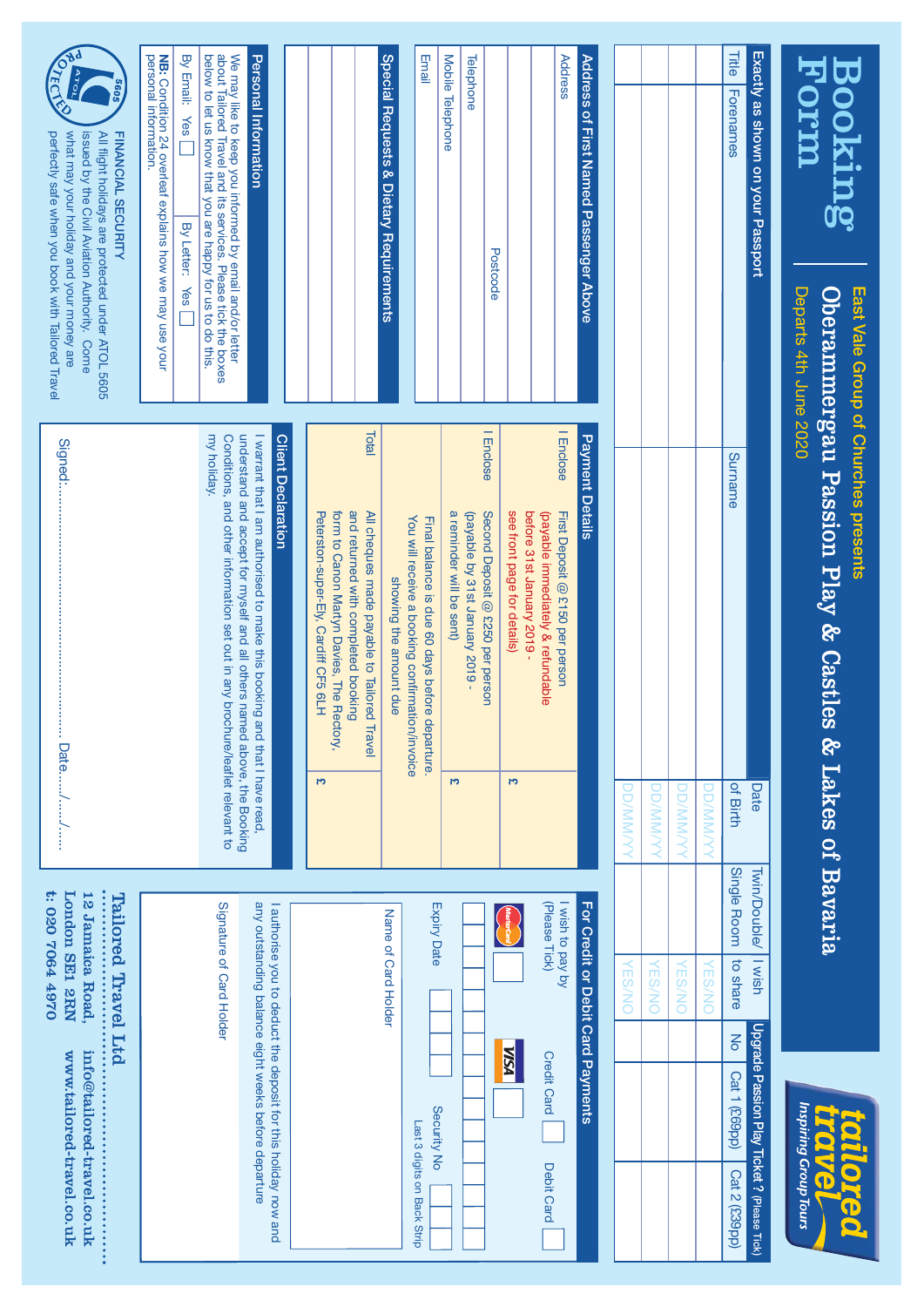# Booking Form

**East Vale Group of Churches presents**

**Oberammergau Passion Play & Castles & Lakes of Bavaria**

Departs 4th June 2020

tailored travel — Inspiring Group Tours

## Exactly as shown on your Passport

| Title | Forenames | Surname | Date of Birth | Twin/Double/ Single Room | I wish to share | Upgrade Passion Play Ticket ? (Please Tick) No | Cat 1 (£69pp) | Cat 2 (£39pp) |
|---|---|---|---|---|---|---|---|---|
| | | | DD/MM/YY | | YES/NO | | | |
| | | | DD/MM/YY | | YES/NO | | | |
| | | | DD/MM/YY | | YES/NO | | | |
| | | | DD/MM/YY | | YES/NO | | | |

## Address of First Named Passenger Above

Address

Postcode

Telephone

Mobile Telephone

Email

## Special Requests & Dietary Requirements

## Personal Information

We may like to keep you informed by email and/or letter about Tailored Travel and its services. Please tick the boxes below to let us know that you are happy for us to do this.

By Email: Yes ☐ By Letter: Yes ☐

**NB:** Condition 24 overleaf explains how we may use your personal information.

ATOL PROTECTED 5605

**FINANCIAL SECURITY**
All flight holidays are protected under ATOL 5605 issued by the Civil Aviation Authority. Come what may your holiday and your money are perfectly safe when you book with Tailored Travel

## Payment Details

| | | |
|---|---|---|
| I Enclose | First Deposit @ £150 per person (payable immediately & refundable before 31st January 2019 - see front page for details) | £ |
| I Enclose | Second Deposit @ £250 per person (payable by 31st January 2019 - a reminder will be sent) | £ |
| | Final balance is due 60 days before departure. You will receive a booking confirmation/invoice showing the amount due | |
| Total | All cheques made payable to Tailored Travel and returned with completed booking form to Canon Martyn Davies, The Rectory, Peterston-super-Ely, Cardiff CF5 6LH | £ |

## Client Declaration

I warrant that I am authorised to make this booking and that I have read, understand and accept for myself and all others named above, the Booking Conditions, and other information set out in any brochure/leaflet relevant to my holiday.

Signed:........................................................ Date......./......./.......

## For Credit or Debit Card Payments

I wish to pay by (Please Tick) Credit Card ☐ Debit Card ☐

MasterCard ☐ VISA ☐

Expiry Date

Security No — Last 3 digits on Back Strip

Name of Card Holder

I authorise you to deduct the deposit for this holiday now and any outstanding balance eight weeks before departure

Signature of Card Holder

**Tailored Travel Ltd**
**12 Jamaica Road, London SE1 2RN**
**t: 020 7064 4970**
**info@tailored-travel.co.uk**
**www.tailored-travel.co.uk**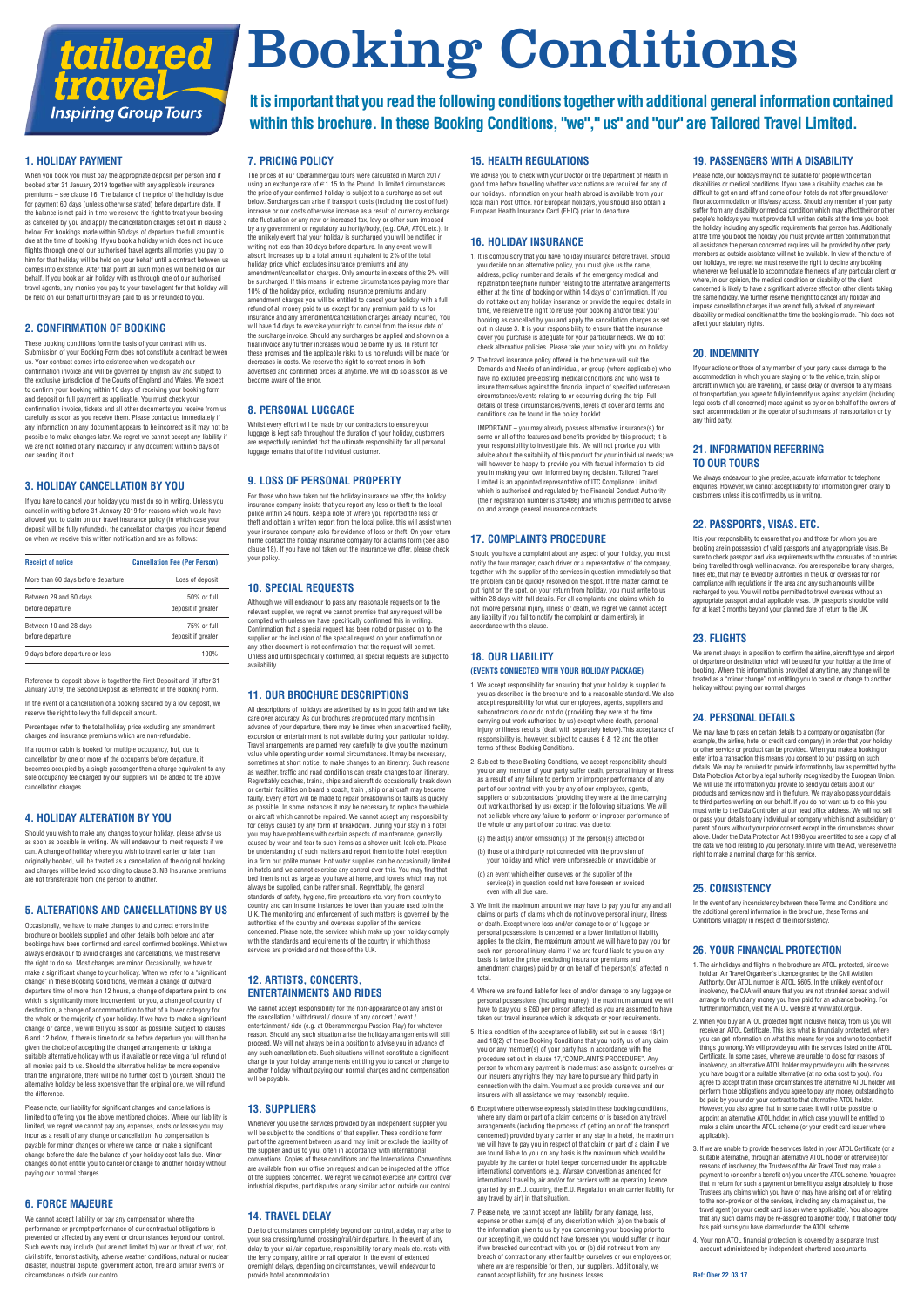# tailored travel
Inspiring Group Tours

# Booking Conditions

**It is important that you read the following conditions together with additional general information contained within this brochure. In these Booking Conditions, "we"," us" and "our" are Tailored Travel Limited.**

## 1. HOLIDAY PAYMENT

When you book you must pay the appropriate deposit per person and if booked after 31 January 2019 together with any applicable insurance premiums – see clause 16. The balance of the price of the holiday is due for payment 60 days (unless otherwise stated) before departure date. If the balance is not paid in time we reserve the right to treat your booking as cancelled by you and apply the cancellation charges set out in clause 3 below. For bookings made within 60 days of departure the full amount is due at the time of booking. If you book a holiday which does not include flights through one of our authorised travel agents all monies you pay to him for that holiday will be held on your behalf until a contract between us comes into existence. After that point all such monies will be held on our behalf. If you book an air holiday with us through one of our authorised travel agents, any monies you pay to your travel agent for that holiday will be held on our behalf until they are paid to us or refunded to you.

## 2. CONFIRMATION OF BOOKING

These booking conditions form the basis of your contract with us. Submission of your Booking Form does not constitute a contract between us. Your contract comes into existence when we despatch our confirmation invoice and will be governed by English law and subject to the exclusive jurisdiction of the Courts of England and Wales. We expect to confirm your booking within 10 days of receiving your booking form and deposit or full payment as applicable. You must check your confirmation invoice, tickets and all other documents you receive from us carefully as soon as you receive them. Please contact us immediately if any information on any document appears to be incorrect as it may not be possible to make changes later. We regret we cannot accept any liability if we are not notified of any inaccuracy in any document within 5 days of our sending it out.

## 3. HOLIDAY CANCELLATION BY YOU

If you have to cancel your holiday you must do so in writing. Unless you cancel in writing before 31 January 2019 for reasons which would have allowed you to claim on our travel insurance policy (in which case your deposit will be fully refunded), the cancellation charges you incur depend on when we receive this written notification and are as follows:

| Receipt of notice | Cancellation Fee (Per Person) |
|---|---|
| More than 60 days before departure | Loss of deposit |
| Between 29 and 60 days before departure | 50% or full deposit if greater |
| Between 10 and 28 days before departure | 75% or full deposit if greater |
| 9 days before departure or less | 100% |

Reference to deposit above is together the First Deposit and (if after 31 January 2019) the Second Deposit as referred to in the Booking Form.

In the event of a cancellation of a booking secured by a low deposit, we reserve the right to levy the full deposit amount.

Percentages refer to the total holiday price excluding any amendment charges and insurance premiums which are non-refundable.

If a room or cabin is booked for multiple occupancy, but due to cancellation by one or more of the occupants before departure, it becomes occupied by a single passenger then a charge equivalent to any sole occupancy fee charged by our suppliers will be added to the above cancellation charges.

## 4. HOLIDAY ALTERATION BY YOU

Should you wish to make any changes to your holiday, please advise us as soon as possible in writing. We will endeavour to meet requests if we can. A change of holiday where you wish to travel earlier or later than originally booked, will be treated as a cancellation of the original booking and charges will be levied according to clause 3. NB Insurance premiums are not transferable from one person to another.

## 5. ALTERATIONS AND CANCELLATIONS BY US

Occasionally, we have to make changes to and correct errors in the brochure or booklets supplied and other details both before and after bookings have been confirmed and cancel confirmed bookings. Whilst we always endeavour to avoid changes and cancellations, we must reserve the right to do so. Most changes are minor. Occasionally, we have to make a significant change to your holiday. When we refer to a "significant change" in these Booking Conditions, we mean a change of outward departure time of more than 12 hours, a change of departure point to one which is significantly more inconvenient for you, a change of country of destination, a change of accommodation to that of a lower category for the whole or the majority of your holiday. If we have to make a significant change or cancel, we will tell you as soon as possible. Subject to clauses 6 and 12 below, if there is time to do so before departure you will then be given the choice of accepting the changed arrangements or taking a suitable alternative holiday with us if available or receiving a full refund of all monies paid to us. Should the alternative holiday be more expensive than the original one, there will be no further cost to yourself. Should the alternative holiday be less expensive than the original one, we will refund the difference.

Please note, our liability for significant changes and cancellations is limited to offering you the above mentioned choices. Where our liability is limited, we regret we cannot pay any expenses, costs or losses you may incur as a result of any change or cancellation. No compensation is payable for minor changes or where we cancel or make a significant change before the date the balance of your holiday cost falls due. Minor changes do not entitle you to cancel or change to another holiday without paying our normal charges.

## 6. FORCE MAJEURE

We cannot accept liability or pay any compensation where the performance or prompt performance of our contractual obligations is prevented or affected by any event or circumstances beyond our control. Such events may include (but are not limited to) war or threat of war, riot, civil strife, terrorist activity, adverse weather conditions, natural or nuclear disaster, industrial dispute, government action, fire and similar events or circumstances outside our control.

## 7. PRICING POLICY

The prices of our Oberammergau tours were calculated in March 2017 using an exchange rate of €1.15 to the Pound. In limited circumstances the price of your confirmed holiday is subject to a surcharge as set out below. Surcharges can arise if transport costs (including the cost of fuel) increase or our costs otherwise increase as a result of currency exchange rate fluctuation or any new or increased tax, levy or other sum imposed by any government or regulatory authority/body, (e.g. CAA, ATOL etc.). In the unlikely event that your holiday is surcharged you will be notified in writing not less than 30 days before departure. In any event we will absorb increases up to a total amount equivalent to 2% of the total holiday price which excludes insurance premiums and any amendment/cancellation charges. Only amounts in excess of this 2% will be surcharged. If this means, in extreme circumstances paying more than 10% of the holiday price, excluding insurance premiums and any amendment charges you will be entitled to cancel your holiday with a full refund of all money paid to us except for any premium paid to us for insurance and any amendment/cancellation charges already incurred, You will have 14 days to exercise your right to cancel from the issue date of the surcharge invoice. Should any surcharges be applied and shown on a final invoice any further increases would be borne by us. In return for these promises and the applicable risks to us no refunds will be made for decreases in costs. We reserve the right to correct errors in both advertised and confirmed prices at anytime. We will do so as soon as we become aware of the error.

## 8. PERSONAL LUGGAGE

Whilst every effort will be made by our contractors to ensure your luggage is kept safe throughout the duration of your holiday, customers are respectfully reminded that the ultimate responsibility for all personal luggage remains that of the individual customer.

## 9. LOSS OF PERSONAL PROPERTY

For those who have taken out the holiday insurance we offer, the holiday insurance company insists that you report any loss or theft to the local police within 24 hours. Keep a note of where you reported the loss or theft and obtain a written report from the local police, this will assist when your insurance company asks for evidence of loss or theft. On your return home contact the holiday insurance company for a claims form (See also clause 18). If you have not taken out the insurance we offer, please check your policy.

## 10. SPECIAL REQUESTS

Although we will endeavour to pass any reasonable requests on to the relevant supplier, we regret we cannot promise that any request will be complied with unless we have specifically confirmed this in writing. Confirmation that a special request has been noted or passed on to the supplier or the inclusion of the special request on your confirmation or any other document is not confirmation that the request will be met. Unless and until specifically confirmed, all special requests are subject to availability.

## 11. OUR BROCHURE DESCRIPTIONS

All descriptions of holidays are advertised by us in good faith and we take care over accuracy. As our brochures are produced many months in advance of your departure, there may be times when an advertised facility, excursion or entertainment is not available during your particular holiday. Travel arrangements are planned very carefully to give you the maximum value while operating under normal circumstances. It may be necessary, sometimes at short notice, to make changes to an itinerary. Such reasons as weather, traffic and road conditions can create changes to an itinerary. Regrettably coaches, trains, ships and aircraft do occasionally break down or certain facilities on board a coach, train , ship or aircraft may become faulty. Every effort will be made to repair breakdowns or faults as quickly as possible. In some instances it may be necessary to replace the vehicle or aircraft which cannot be repaired. We cannot accept any responsibility for delays caused by any form of breakdown. During your stay in a hotel you may have problems with certain aspects of maintenance, generally caused by wear and tear to such items as a shower unit, lock etc. Please be understanding of such matters and report them to the hotel reception in a firm but polite manner. Hot water supplies can be occasionally limited in hotels and we cannot exercise any control over this. You may find that bed linen is not as large as you have at home, and towels which may not always be supplied, can be rather small. Regrettably, the general standards of safety, hygiene, fire precautions etc. vary from country to country and can in some instances be lower than you are used to in the U.K. The monitoring and enforcement of such matters is governed by the authorities of the country and overseas supplier of the services concerned. Please note, the services which make up your holiday comply with the standards and requirements of the country in which those services are provided and not those of the U.K.

## 12. ARTISTS, CONCERTS, ENTERTAINMENTS AND RIDES

We cannot accept responsibility for the non-appearance of any artist or the cancellation / withdrawal / closure of any concert / event / entertainment / ride (e.g. at Oberammergau Passion Play) for whatever reason. Should any such situation arise the holiday arrangements will still proceed. We will not always be in a position to advise you in advance of any such cancellation etc. Such situations will not constitute a significant change to your holiday arrangements entitling you to cancel or change to another holiday without paying our normal charges and no compensation will be payable.

## 13. SUPPLIERS

Whenever you use the services provided by an independent supplier you will be subject to the conditions of that supplier. These conditions form part of the agreement between us and may limit or exclude the liability of the supplier and us to you, often in accordance with international conventions. Copies of these conditions and the International Conventions are available from our office on request and can be inspected at the office of the suppliers concerned. We regret we cannot exercise any control over industrial disputes, port disputes or any similar action outside our control.

## 14. TRAVEL DELAY

Due to circumstances completely beyond our control, a delay may arise to your sea crossing/tunnel crossing/rail/air departure. In the event of any delay to your rail/air departure, responsibility for any meals etc. rests with the ferry company, airline or rail operator. In the event of extended overnight delays, depending on circumstances, we will endeavour to provide hotel accommodation.

## 15. HEALTH REGULATIONS

We advise you to check with your Doctor or the Department of Health in good time before travelling whether vaccinations are required for any of our holidays. Information on your health abroad is available from your local main Post Office. For European holidays, you should also obtain a European Health Insurance Card (EHIC) prior to departure.

## 16. HOLIDAY INSURANCE

1. It is compulsory that you have holiday insurance before travel. Should you decide on an alternative policy, you must give us the name, address, policy number and details of the emergency medical and repatriation telephone number relating to the alternative arrangements either at the time of booking or within 14 days of confirmation. If you do not take out any holiday insurance or provide the required details in time, we reserve the right to refuse your booking and/or treat your booking as cancelled by you and apply the cancellation charges as set out in clause 3. It is your responsibility to ensure that the insurance cover you purchase is adequate for your particular needs. We do not check alternative policies. Please take your policy with you on holiday.
2. The travel insurance policy offered in the brochure will suit the Demands and Needs of an individual, or group (where applicable) who have no excluded pre-existing medical conditions and who wish to insure themselves against the financial impact of specified unforeseen circumstances/events relating to or occurring during the trip. Full details of these circumstances/events, levels of cover and terms and conditions can be found in the policy booklet.

IMPORTANT – you may already possess alternative insurance(s) for some or all of the features and benefits provided by this product; it is your responsibility to investigate this. We will not provide you with advice about the suitability of this product for your individual needs; we will however be happy to provide you with factual information to aid you in making your own informed buying decision. Tailored Travel Limited is an appointed representative of ITC Compliance Limited which is authorised and regulated by the Financial Conduct Authority (their registration number is 313486) and which is permitted to advise on and arrange general insurance contracts.

## 17. COMPLAINTS PROCEDURE

Should you have a complaint about any aspect of your holiday, you must notify the tour manager, coach driver or a representative of the company, together with the supplier of the services in question immediately so that the problem can be quickly resolved on the spot. If the matter cannot be put right on the spot, on your return from holiday, you must write to us within 28 days with full details. For all complaints and claims which do not involve personal injury, illness or death, we regret we cannot accept any liability if you fail to notify the complaint or claim entirely in accordance with this clause.

## 18. OUR LIABILITY

**(EVENTS CONNECTED WITH YOUR HOLIDAY PACKAGE)**

1. We accept responsibility for ensuring that your holiday is supplied to you as described in the brochure and to a reasonable standard. We also accept responsibility for what our employees, agents, suppliers and subcontractors do or do not do (providing they were at the time carrying out work authorised by us) except where death, personal injury or illness results (dealt with separately below).This acceptance of responsibility is, however, subject to clauses 6 & 12 and the other terms of these Booking Conditions.
2. Subject to these Booking Conditions, we accept responsibility should you or any member of your party suffer death, personal injury or illness as a result of any failure to perform or improper performance of any part of our contract with you by any of our employees, agents, suppliers or subcontractors (providing they were at the time carrying out work authorised by us) except in the following situations. We will not be liable where any failure to perform or improper performance of the whole or any part of our contract was due to:

   (a) the act(s) and/or omission(s) of the person(s) affected or

   (b) those of a third party not connected with the provision of your holiday and which were unforeseeable or unavoidable or

   (c) an event which either ourselves or the supplier of the service(s) in question could not have foreseen or avoided even with all due care.
3. We limit the maximum amount we may have to pay you for any and all claims or parts of claims which do not involve personal injury, illness or death. Except where loss and/or damage to or of luggage or personal possessions is concerned or a lower limitation of liability applies to the claim, the maximum amount we will have to pay you for such non-personal injury claims if we are found liable to you on any basis is twice the price (excluding insurance premiums and amendment charges) paid by or on behalf of the person(s) affected in total.
4. Where we are found liable for loss of and/or damage to any luggage or personal possessions (including money), the maximum amount we will have to pay you is £60 per person affected as you are assumed to have taken out travel insurance which is adequate or your requirements.
5. It is a condition of the acceptance of liability set out in clauses 18(1) and 18(2) of these Booking Conditions that you notify us of any claim you or any member(s) of your party has in accordance with the procedure set out in clause 17,"COMPLAINTS PROCEDURE". Any person to whom any payment is made must also assign to ourselves or our insurers any rights they may have to pursue any third party in connection with the claim. You must also provide ourselves and our insurers with all assistance we may reasonably require.
6. Except where otherwise expressly stated in these booking conditions, where any claim or part of a claim concerns or is based on any travel arrangements (including the process of getting on or off the transport concerned) provided by any carrier or any stay in a hotel, the maximum we will have to pay you in respect of that claim or part of a claim if we are found liable to you on any basis is the maximum which would be payable by the carrier or hotel keeper concerned under the applicable international conventions (e.g. Warsaw convention as amended for international travel by air and/or for carriers with an operating licence granted by an E.U. country, the E.U. Regulation on air carrier liability for any travel by air) in that situation.
7. Please note, we cannot accept any liability for any damage, loss, expense or other sum(s) of any description which (a) on the basis of the information given to us by you concerning your booking prior to our accepting it, we could not have foreseen you would suffer or incur if we breached our contract with you or (b) did not result from any breach of contract or any other fault by ourselves or our employees or, where we are responsible for them, our suppliers. Additionally, we cannot accept liability for any business losses.

## 19. PASSENGERS WITH A DISABILITY

Please note, our holidays may not be suitable for people with certain disabilities or medical conditions. If you have a disability, coaches can be difficult to get on and off and some of our hotels do not offer ground/lower floor accommodation or lifts/easy access. Should any member of your party suffer from any disability or medical condition which may affect their or other people's holidays you must provide full written details at the time you book the holiday including any specific requirements that person has. Additionally at the time you book the holiday you must provide written confirmation that all assistance the person concerned requires will be provided by other party members as outside assistance will not be available. In view of the nature of our holidays, we regret we must reserve the right to decline any booking whenever we feel unable to accommodate the needs of any particular client or where, in our opinion, the medical condition or disability of the client concerned is likely to have a significant adverse effect on other clients taking the same holiday. We further reserve the right to cancel any holiday and impose cancellation charges if we are not fully advised of any relevant disability or medical condition at the time the booking is made. This does not affect your statutory rights.

## 20. INDEMNITY

If your actions or those of any member of your party cause damage to the accommodation in which you are staying or to the vehicle, train, ship or aircraft in which you are travelling, or cause delay or diversion to any means of transportation, you agree to fully indemnify us against any claim (including legal costs of all concerned) made against us by or on behalf of the owners of such accommodation or the operator of such means of transportation or by any third party.

## 21. INFORMATION REFERRING TO OUR TOURS

We always endeavour to give precise, accurate information to telephone enquiries. However, we cannot accept liability for information given orally to customers unless it is confirmed by us in writing.

## 22. PASSPORTS, VISAS. ETC.

It is your responsibility to ensure that you and those for whom you are booking are in possession of valid passports and any appropriate visas. Be sure to check passport and visa requirements with the consulates of countries being travelled through well in advance. You are responsible for any charges, fines etc, that may be levied by authorities in the UK or overseas for non compliance with regulations in the area and any such amounts will be recharged to you. You will not be permitted to travel overseas without an appropriate passport and all applicable visas. UK passports should be valid for at least 3 months beyond your planned date of return to the UK.

## 23. FLIGHTS

We are not always in a position to confirm the airline, aircraft type and airport of departure or destination which will be used for your holiday at the time of booking. Where this information is provided at any time, any change will be treated as a "minor change" not entitling you to cancel or change to another holiday without paying our normal charges.

## 24. PERSONAL DETAILS

We may have to pass on certain details to a company or organisation (for example, the airline, hotel or credit card company) in order that your holiday or other service or product can be provided. When you make a booking or enter into a transaction this means you consent to our passing on such details. We may be required to provide information by law as permitted by the Data Protection Act or by a legal authority recognised by the European Union. We will use the information you provide to send you details about our products and services now and in the future. We may also pass your details to third parties working on our behalf. If you do not want us to do this you must write to the Data Controller, at our head office address. We will not sell or pass your details to any individual or company which is not a subsidiary or parent of ours without your prior consent except in the circumstances shown above. Under the Data Protection Act 1998 you are entitled to see a copy of all the data we hold relating to you personally. In line with the Act, we reserve the right to make a nominal charge for this service.

## 25. CONSISTENCY

In the event of any inconsistency between these Terms and Conditions and the additional general information in the brochure, these Terms and Conditions will apply in respect of the inconsistency.

## 26. YOUR FINANCIAL PROTECTION

1. The air holidays and flights in the brochure are ATOL protected, since we hold an Air Travel Organiser's Licence granted by the Civil Aviation Authority. Our ATOL number is ATOL 5605. In the unlikely event of our insolvency, the CAA will ensure that you are not stranded abroad and will arrange to refund any money you have paid for an advance booking. For further information, visit the ATOL website at www.atol.org.uk.
2. When you buy an ATOL protected flight inclusive holiday from us you will receive an ATOL Certificate. This lists what is financially protected, where you can get information on what this means for you and who to contact if things go wrong. We will provide you with the services listed on the ATOL Certificate. In some cases, where we are unable to do so for reasons of insolvency, an alternative ATOL holder may provide you with the services you have bought or a suitable alternative (at no extra cost to you). You agree to accept that in those circumstances the alternative ATOL holder will perform those obligations and you agree to pay any money outstanding to be paid by you under your contract to that alternative ATOL holder. However, you also agree that in some cases it will not be possible to appoint an alternative ATOL holder, in which case you will be entitled to make a claim under the ATOL scheme (or your credit card issuer where applicable).
3. If we are unable to provide the services listed in your ATOL Certificate (or a suitable alternative, through an alternative ATOL holder or otherwise) for reasons of insolvency, the Trustees of the Air Travel Trust may make a payment to (or confer a benefit on) you under the ATOL scheme. You agree that in return for such a payment or benefit you assign absolutely to those Trustees any claims which you have or may have arising out of or relating to the non-provision of the services, including any claim against us, the travel agent (or your credit card issuer where applicable). You also agree that any such claims may be re-assigned to another body, if that other body has paid sums you have claimed under the ATOL scheme.
4. Your non ATOL financial protection is covered by a separate trust account administered by independent chartered accountants.

Ref: Ober 22.03.17